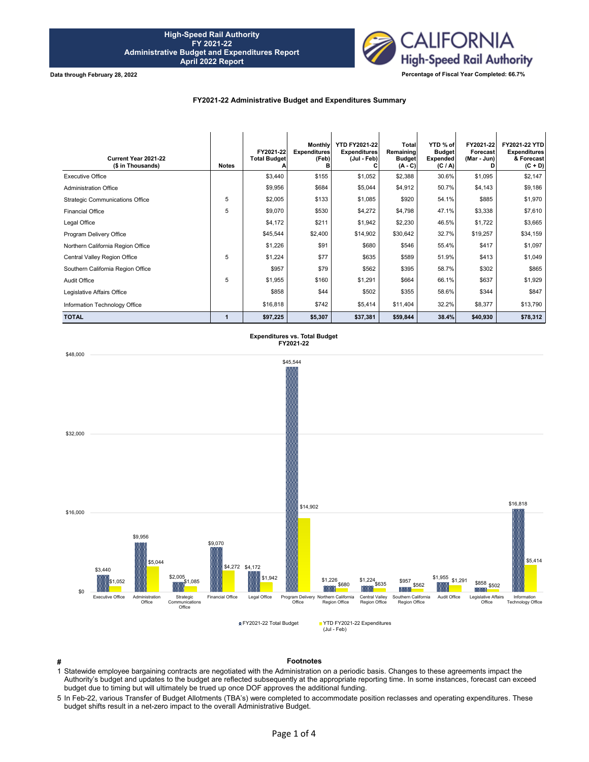# High-Speed Rail Authority
## FY 2021-22
## Administrative Budget and Expenditures Report
## April 2022 Report

**Data through February 28, 2022**

**Percentage of Fiscal Year Completed: 66.7%**

### FY2021-22 Administrative Budget and Expenditures Summary

| Current Year 2021-22 ($ in Thousands) | Notes | FY2021-22 Total Budget A | Monthly Expenditures (Feb) B | YTD FY2021-22 Expenditures (Jul - Feb) C | Total Remaining Budget (A - C) | YTD % of Budget Expended (C / A) | FY2021-22 Forecast (Mar - Jun) D | FY2021-22 YTD Expenditures & Forecast (C + D) |
|---|---|---|---|---|---|---|---|---|
| Executive Office | | $3,440 | $155 | $1,052 | $2,388 | 30.6% | $1,095 | $2,147 |
| Administration Office | | $9,956 | $684 | $5,044 | $4,912 | 50.7% | $4,143 | $9,186 |
| Strategic Communications Office | 5 | $2,005 | $133 | $1,085 | $920 | 54.1% | $885 | $1,970 |
| Financial Office | 5 | $9,070 | $530 | $4,272 | $4,798 | 47.1% | $3,338 | $7,610 |
| Legal Office | | $4,172 | $211 | $1,942 | $2,230 | 46.5% | $1,722 | $3,665 |
| Program Delivery Office | | $45,544 | $2,400 | $14,902 | $30,642 | 32.7% | $19,257 | $34,159 |
| Northern California Region Office | | $1,226 | $91 | $680 | $546 | 55.4% | $417 | $1,097 |
| Central Valley Region Office | 5 | $1,224 | $77 | $635 | $589 | 51.9% | $413 | $1,049 |
| Southern California Region Office | | $957 | $79 | $562 | $395 | 58.7% | $302 | $865 |
| Audit Office | 5 | $1,955 | $160 | $1,291 | $664 | 66.1% | $637 | $1,929 |
| Legislative Affairs Office | | $858 | $44 | $502 | $355 | 58.6% | $344 | $847 |
| Information Technology Office | | $16,818 | $742 | $5,414 | $11,404 | 32.2% | $8,377 | $13,790 |
| **TOTAL** | **1** | **$97,225** | **$5,307** | **$37,381** | **$59,844** | **38.4%** | **$40,930** | **$78,312** |

### Expenditures vs. Total Budget FY2021-22

| Office | FY2021-22 Total Budget | YTD FY2021-22 Expenditures (Jul - Feb) |
|---|---|---|
| Executive Office | $3,440 | $1,052 |
| Administration Office | $9,956 | $5,044 |
| Strategic Communications Office | $2,005 | $1,085 |
| Financial Office | $9,070 | $4,272 |
| Legal Office | $4,172 | $1,942 |
| Program Delivery Office | $45,544 | $14,902 |
| Northern California Region Office | $1,226 | $680 |
| Central Valley Region Office | $1,224 | $635 |
| Southern California Region Office | $957 | $562 |
| Audit Office | $1,955 | $1,291 |
| Legislative Affairs Office | $858 | $502 |
| Information Technology Office | $16,818 | $5,414 |

### Footnotes

| # | Footnotes |
|---|---|
| 1 | Statewide employee bargaining contracts are negotiated with the Administration on a periodic basis. Changes to these agreements impact the Authority's budget and updates to the budget are reflected subsequently at the appropriate reporting time. In some instances, forecast can exceed budget due to timing but will ultimately be trued up once DOF approves the additional funding. |
| 5 | In Feb-22, various Transfer of Budget Allotments (TBA's) were completed to accommodate position reclasses and operating expenditures. These budget shifts result in a net-zero impact to the overall Administrative Budget. |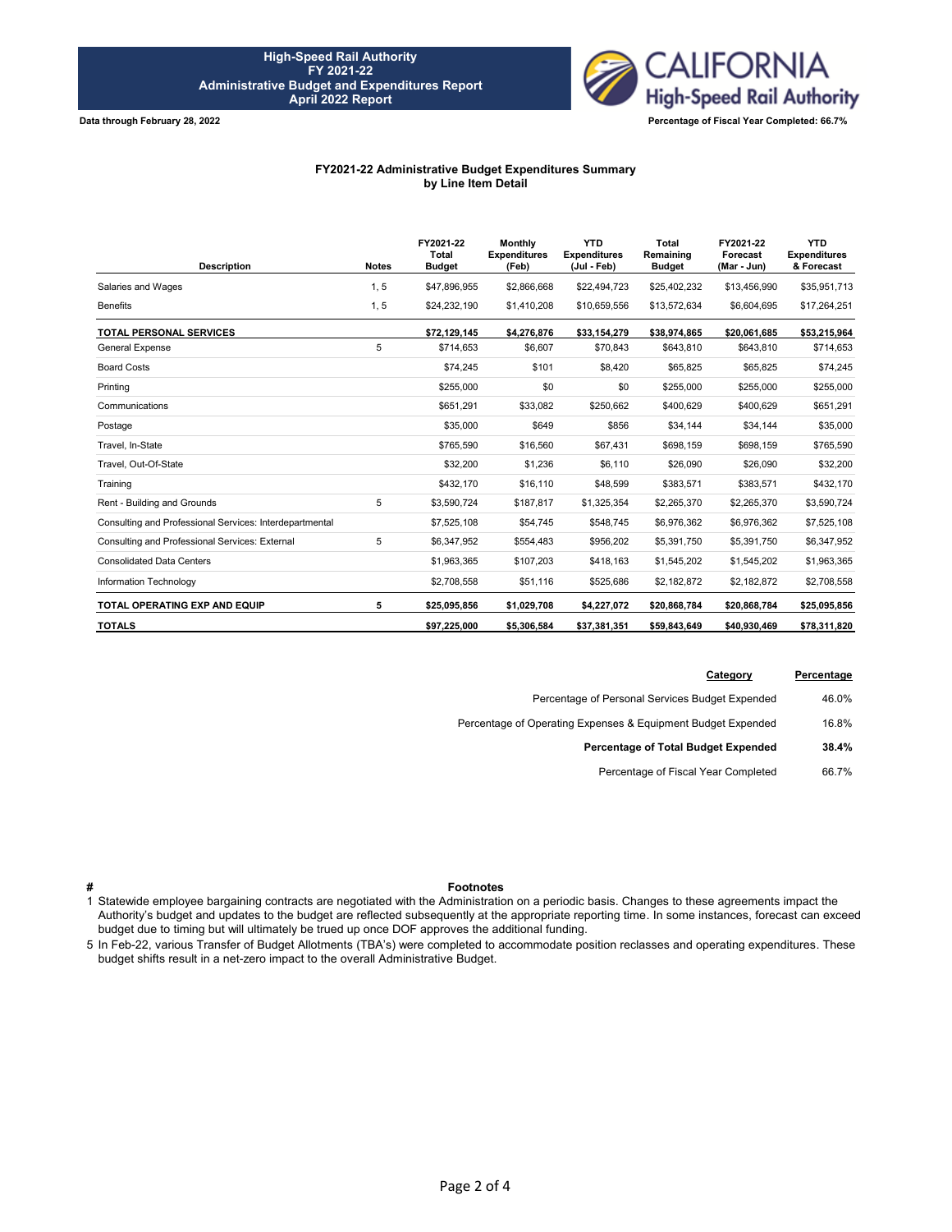**High-Speed Rail Authority**
**FY 2021-22**
**Administrative Budget and Expenditures Report**
**April 2022 Report**

**Data through February 28, 2022**

**Percentage of Fiscal Year Completed: 66.7%**

### FY2021-22 Administrative Budget Expenditures Summary by Line Item Detail

| Description | Notes | FY2021-22 Total Budget | Monthly Expenditures (Feb) | YTD Expenditures (Jul - Feb) | Total Remaining Budget | FY2021-22 Forecast (Mar - Jun) | YTD Expenditures & Forecast |
|---|---|---|---|---|---|---|---|
| Salaries and Wages | 1, 5 | $47,896,955 | $2,866,668 | $22,494,723 | $25,402,232 | $13,456,990 | $35,951,713 |
| Benefits | 1, 5 | $24,232,190 | $1,410,208 | $10,659,556 | $13,572,634 | $6,604,695 | $17,264,251 |
| **TOTAL PERSONAL SERVICES** | | **$72,129,145** | **$4,276,876** | **$33,154,279** | **$38,974,865** | **$20,061,685** | **$53,215,964** |
| General Expense | 5 | $714,653 | $6,607 | $70,843 | $643,810 | $643,810 | $714,653 |
| Board Costs | | $74,245 | $101 | $8,420 | $65,825 | $65,825 | $74,245 |
| Printing | | $255,000 | $0 | $0 | $255,000 | $255,000 | $255,000 |
| Communications | | $651,291 | $33,082 | $250,662 | $400,629 | $400,629 | $651,291 |
| Postage | | $35,000 | $649 | $856 | $34,144 | $34,144 | $35,000 |
| Travel, In-State | | $765,590 | $16,560 | $67,431 | $698,159 | $698,159 | $765,590 |
| Travel, Out-Of-State | | $32,200 | $1,236 | $6,110 | $26,090 | $26,090 | $32,200 |
| Training | | $432,170 | $16,110 | $48,599 | $383,571 | $383,571 | $432,170 |
| Rent - Building and Grounds | 5 | $3,590,724 | $187,817 | $1,325,354 | $2,265,370 | $2,265,370 | $3,590,724 |
| Consulting and Professional Services: Interdepartmental | | $7,525,108 | $54,745 | $548,745 | $6,976,362 | $6,976,362 | $7,525,108 |
| Consulting and Professional Services: External | 5 | $6,347,952 | $554,483 | $956,202 | $5,391,750 | $5,391,750 | $6,347,952 |
| Consolidated Data Centers | | $1,963,365 | $107,203 | $418,163 | $1,545,202 | $1,545,202 | $1,963,365 |
| Information Technology | | $2,708,558 | $51,116 | $525,686 | $2,182,872 | $2,182,872 | $2,708,558 |
| **TOTAL OPERATING EXP AND EQUIP** | **5** | **$25,095,856** | **$1,029,708** | **$4,227,072** | **$20,868,784** | **$20,868,784** | **$25,095,856** |
| **TOTALS** | | **$97,225,000** | **$5,306,584** | **$37,381,351** | **$59,843,649** | **$40,930,469** | **$78,311,820** |

| Category | Percentage |
|---|---|
| Percentage of Personal Services Budget Expended | 46.0% |
| Percentage of Operating Expenses & Equipment Budget Expended | 16.8% |
| **Percentage of Total Budget Expended** | **38.4%** |
| Percentage of Fiscal Year Completed | 66.7% |

| # | Footnotes |
|---|---|
| 1 | Statewide employee bargaining contracts are negotiated with the Administration on a periodic basis. Changes to these agreements impact the Authority's budget and updates to the budget are reflected subsequently at the appropriate reporting time. In some instances, forecast can exceed budget due to timing but will ultimately be trued up once DOF approves the additional funding. |
| 5 | In Feb-22, various Transfer of Budget Allotments (TBA's) were completed to accommodate position reclasses and operating expenditures. These budget shifts result in a net-zero impact to the overall Administrative Budget. |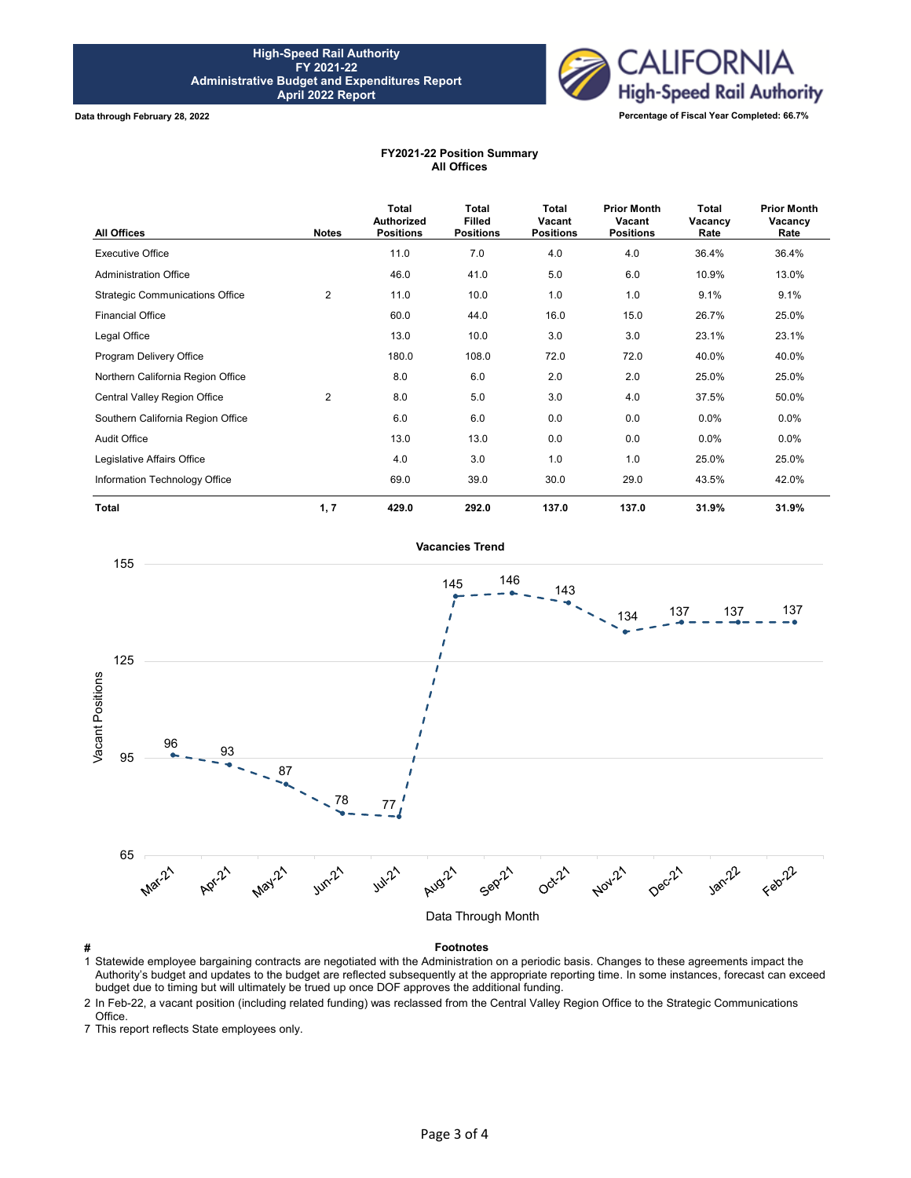**High-Speed Rail Authority**
**FY 2021-22**
**Administrative Budget and Expenditures Report**
**April 2022 Report**

**Data through February 28, 2022**

**Percentage of Fiscal Year Completed: 66.7%**

## FY2021-22 Position Summary
### All Offices

| All Offices | Notes | Total Authorized Positions | Total Filled Positions | Total Vacant Positions | Prior Month Vacant Positions | Total Vacancy Rate | Prior Month Vacancy Rate |
|---|---|---|---|---|---|---|---|
| Executive Office | | 11.0 | 7.0 | 4.0 | 4.0 | 36.4% | 36.4% |
| Administration Office | | 46.0 | 41.0 | 5.0 | 6.0 | 10.9% | 13.0% |
| Strategic Communications Office | 2 | 11.0 | 10.0 | 1.0 | 1.0 | 9.1% | 9.1% |
| Financial Office | | 60.0 | 44.0 | 16.0 | 15.0 | 26.7% | 25.0% |
| Legal Office | | 13.0 | 10.0 | 3.0 | 3.0 | 23.1% | 23.1% |
| Program Delivery Office | | 180.0 | 108.0 | 72.0 | 72.0 | 40.0% | 40.0% |
| Northern California Region Office | | 8.0 | 6.0 | 2.0 | 2.0 | 25.0% | 25.0% |
| Central Valley Region Office | 2 | 8.0 | 5.0 | 3.0 | 4.0 | 37.5% | 50.0% |
| Southern California Region Office | | 6.0 | 6.0 | 0.0 | 0.0 | 0.0% | 0.0% |
| Audit Office | | 13.0 | 13.0 | 0.0 | 0.0 | 0.0% | 0.0% |
| Legislative Affairs Office | | 4.0 | 3.0 | 1.0 | 1.0 | 25.0% | 25.0% |
| Information Technology Office | | 69.0 | 39.0 | 30.0 | 29.0 | 43.5% | 42.0% |
| **Total** | **1, 7** | **429.0** | **292.0** | **137.0** | **137.0** | **31.9%** | **31.9%** |

### Vacancies Trend

| Data Through Month | Vacant Positions |
|---|---|
| Mar-21 | 96 |
| Apr-21 | 93 |
| May-21 | 87 |
| Jun-21 | 78 |
| Jul-21 | 77 |
| Aug-21 | 145 |
| Sep-21 | 146 |
| Oct-21 | 143 |
| Nov-21 | 134 |
| Dec-21 | 137 |
| Jan-22 | 137 |
| Feb-22 | 137 |

| # | Footnotes |
|---|---|
| 1 | Statewide employee bargaining contracts are negotiated with the Administration on a periodic basis. Changes to these agreements impact the Authority's budget and updates to the budget are reflected subsequently at the appropriate reporting time. In some instances, forecast can exceed budget due to timing but will ultimately be trued up once DOF approves the additional funding. |
| 2 | In Feb-22, a vacant position (including related funding) was reclassed from the Central Valley Region Office to the Strategic Communications Office. |
| 7 | This report reflects State employees only. |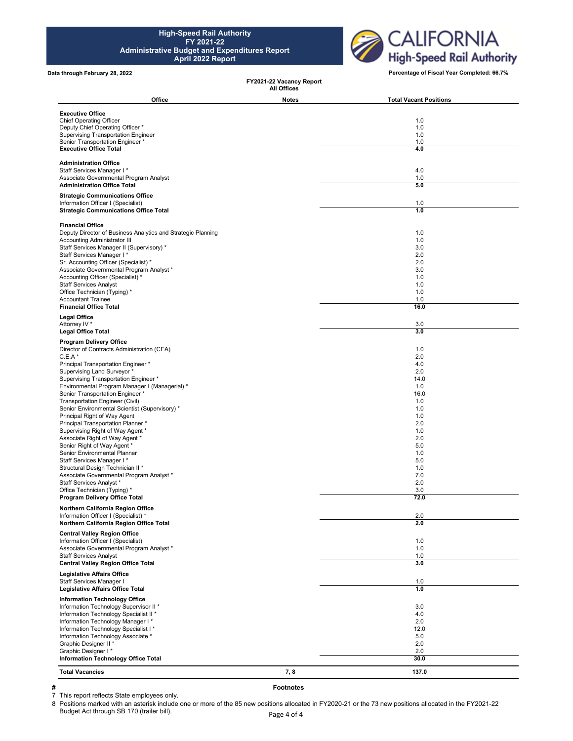# High-Speed Rail Authority
## FY 2021-22
## Administrative Budget and Expenditures Report
## April 2022 Report

CALIFORNIA High-Speed Rail Authority

**Data through February 28, 2022**

**Percentage of Fiscal Year Completed: 66.7%**

**FY2021-22 Vacancy Report**
**All Offices**

| Office | Notes | Total Vacant Positions |
|---|---|---|
| **Executive Office** | | |
| Chief Operating Officer | | 1.0 |
| Deputy Chief Operating Officer * | | 1.0 |
| Supervising Transportation Engineer | | 1.0 |
| Senior Transportation Engineer * | | 1.0 |
| **Executive Office Total** | | **4.0** |
| **Administration Office** | | |
| Staff Services Manager I * | | 4.0 |
| Associate Governmental Program Analyst | | 1.0 |
| **Administration Office Total** | | **5.0** |
| **Strategic Communications Office** | | |
| Information Officer I (Specialist) | | 1.0 |
| **Strategic Communications Office Total** | | **1.0** |
| **Financial Office** | | |
| Deputy Director of Business Analytics and Strategic Planning | | 1.0 |
| Accounting Administrator III | | 1.0 |
| Staff Services Manager II (Supervisory) * | | 3.0 |
| Staff Services Manager I * | | 2.0 |
| Sr. Accounting Officer (Specialist) * | | 2.0 |
| Associate Governmental Program Analyst * | | 3.0 |
| Accounting Officer (Specialist) * | | 1.0 |
| Staff Services Analyst | | 1.0 |
| Office Technician (Typing) * | | 1.0 |
| Accountant Trainee | | 1.0 |
| **Financial Office Total** | | **16.0** |
| **Legal Office** | | |
| Attorney IV * | | 3.0 |
| **Legal Office Total** | | **3.0** |
| **Program Delivery Office** | | |
| Director of Contracts Administration (CEA) | | 1.0 |
| C.E.A * | | 2.0 |
| Principal Transportation Engineer * | | 4.0 |
| Supervising Land Surveyor * | | 2.0 |
| Supervising Transportation Engineer * | | 14.0 |
| Environmental Program Manager I (Managerial) * | | 1.0 |
| Senior Transportation Engineer * | | 16.0 |
| Transportation Engineer (Civil) | | 1.0 |
| Senior Environmental Scientist (Supervisory) * | | 1.0 |
| Principal Right of Way Agent | | 1.0 |
| Principal Transportation Planner * | | 2.0 |
| Supervising Right of Way Agent * | | 1.0 |
| Associate Right of Way Agent * | | 2.0 |
| Senior Right of Way Agent * | | 5.0 |
| Senior Environmental Planner | | 1.0 |
| Staff Services Manager I * | | 5.0 |
| Structural Design Technician II * | | 1.0 |
| Associate Governmental Program Analyst * | | 7.0 |
| Staff Services Analyst * | | 2.0 |
| Office Technician (Typing) * | | 3.0 |
| **Program Delivery Office Total** | | **72.0** |
| **Northern California Region Office** | | |
| Information Officer I (Specialist) * | | 2.0 |
| **Northern California Region Office Total** | | **2.0** |
| **Central Valley Region Office** | | |
| Information Officer I (Specialist) | | 1.0 |
| Associate Governmental Program Analyst * | | 1.0 |
| Staff Services Analyst | | 1.0 |
| **Central Valley Region Office Total** | | **3.0** |
| **Legislative Affairs Office** | | |
| Staff Services Manager I | | 1.0 |
| **Legislative Affairs Office Total** | | **1.0** |
| **Information Technology Office** | | |
| Information Technology Supervisor II * | | 3.0 |
| Information Technology Specialist II * | | 4.0 |
| Information Technology Manager I * | | 2.0 |
| Information Technology Specialist I * | | 12.0 |
| Information Technology Associate * | | 5.0 |
| Graphic Designer II * | | 2.0 |
| Graphic Designer I * | | 2.0 |
| **Information Technology Office Total** | | **30.0** |
| **Total Vacancies** | **7, 8** | **137.0** |

| # | Footnotes |
|---|---|
| 7 | This report reflects State employees only. |
| 8 | Positions marked with an asterisk include one or more of the 85 new positions allocated in FY2020-21 or the 73 new positions allocated in the FY2021-22 Budget Act through SB 170 (trailer bill). |